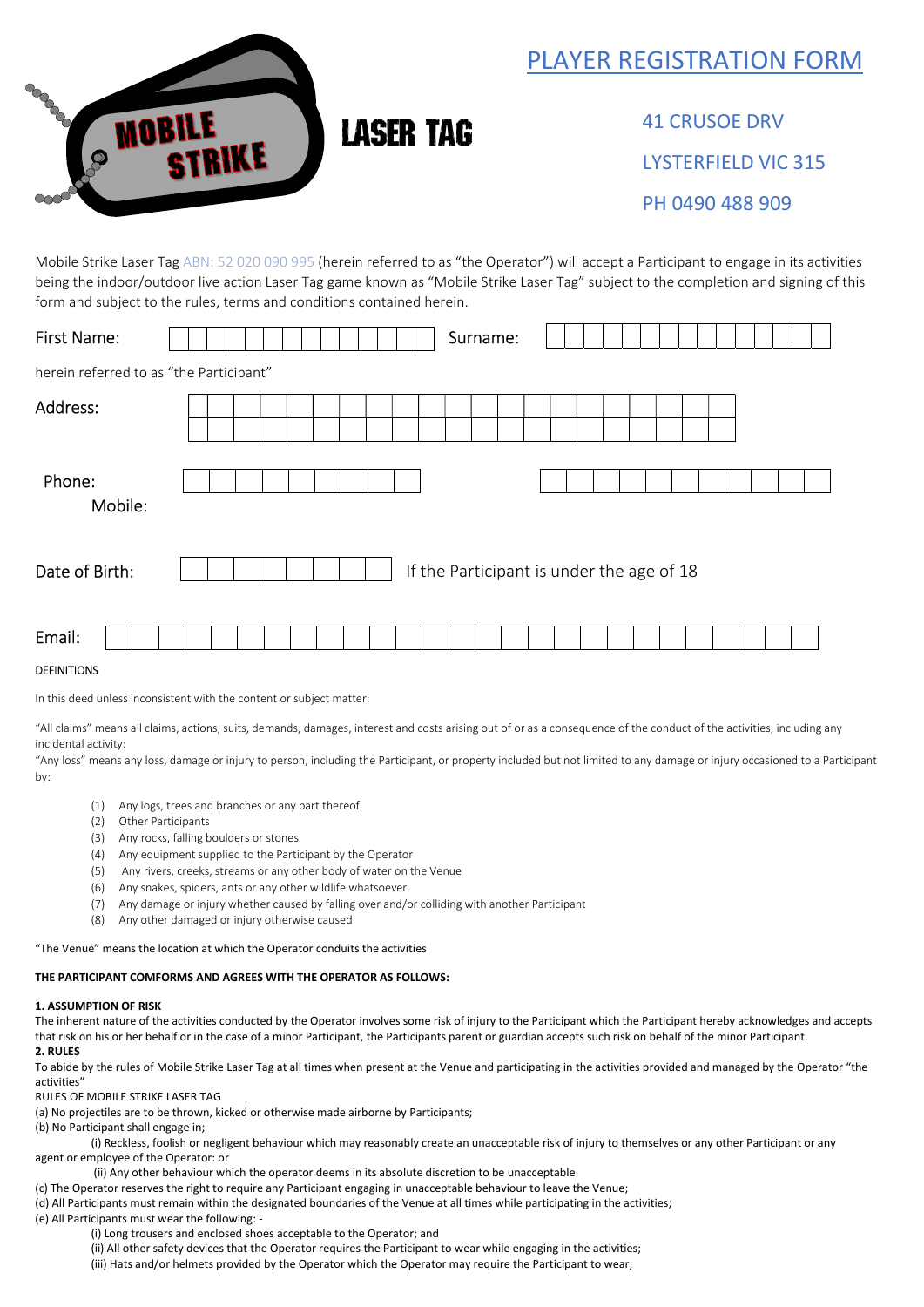MOBILE STRIKE LASER TAG

# PLAYER REGISTRATION FORM

41 CRUSOE DRV

LYSTERFIELD VIC 315

PH 0490 488 909

Mobile Strike Laser Tag ABN: 52 020 090 995 (herein referred to as "the Operator") will accept a Participant to engage in its activities being the indoor/outdoor live action Laser Tag game known as "Mobile Strike Laser Tag" subject to the completion and signing of this form and subject to the rules, terms and conditions contained herein.

First Name: | | | | | | | | | | | | | | Surname: | | | | | | | | | | | | | | | |

herein referred to as "the Participant"

Address:

Phone:

Mobile:

Date of Birth: | | | | | | | | | If the Participant is under the age of 18

Email:

DEFINITIONS

In this deed unless inconsistent with the content or subject matter:

"All claims" means all claims, actions, suits, demands, damages, interest and costs arising out of or as a consequence of the conduct of the activities, including any incidental activity:

"Any loss" means any loss, damage or injury to person, including the Participant, or property included but not limited to any damage or injury occasioned to a Participant by:

(1) Any logs, trees and branches or any part thereof
(2) Other Participants
(3) Any rocks, falling boulders or stones
(4) Any equipment supplied to the Participant by the Operator
(5) Any rivers, creeks, streams or any other body of water on the Venue
(6) Any snakes, spiders, ants or any other wildlife whatsoever
(7) Any damage or injury whether caused by falling over and/or colliding with another Participant
(8) Any other damaged or injury otherwise caused

"The Venue" means the location at which the Operator conduits the activities

**THE PARTICIPANT COMFORMS AND AGREES WITH THE OPERATOR AS FOLLOWS:**

**1. ASSUMPTION OF RISK**

The inherent nature of the activities conducted by the Operator involves some risk of injury to the Participant which the Participant hereby acknowledges and accepts that risk on his or her behalf or in the case of a minor Participant, the Participants parent or guardian accepts such risk on behalf of the minor Participant.

**2. RULES**

To abide by the rules of Mobile Strike Laser Tag at all times when present at the Venue and participating in the activities provided and managed by the Operator "the activities"

RULES OF MOBILE STRIKE LASER TAG

(a) No projectiles are to be thrown, kicked or otherwise made airborne by Participants;

(b) No Participant shall engage in;

(i) Reckless, foolish or negligent behaviour which may reasonably create an unacceptable risk of injury to themselves or any other Participant or any agent or employee of the Operator: or

(ii) Any other behaviour which the operator deems in its absolute discretion to be unacceptable

(c) The Operator reserves the right to require any Participant engaging in unacceptable behaviour to leave the Venue;

(d) All Participants must remain within the designated boundaries of the Venue at all times while participating in the activities;

(e) All Participants must wear the following: -

(i) Long trousers and enclosed shoes acceptable to the Operator; and

(ii) All other safety devices that the Operator requires the Participant to wear while engaging in the activities;

(iii) Hats and/or helmets provided by the Operator which the Operator may require the Participant to wear;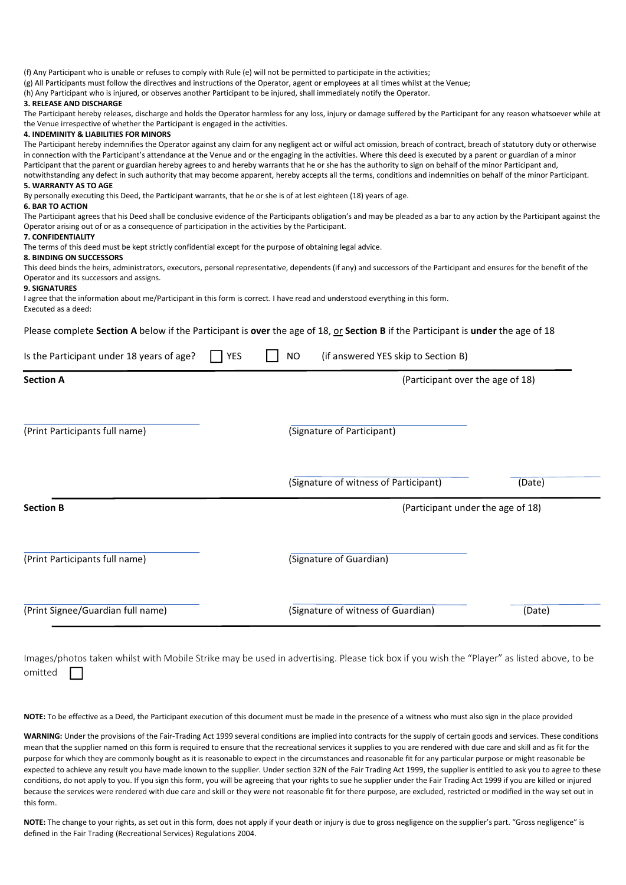(f) Any Participant who is unable or refuses to comply with Rule (e) will not be permitted to participate in the activities;

(g) All Participants must follow the directives and instructions of the Operator, agent or employees at all times whilst at the Venue;

(h) Any Participant who is injured, or observes another Participant to be injured, shall immediately notify the Operator.

**3. RELEASE AND DISCHARGE**

The Participant hereby releases, discharge and holds the Operator harmless for any loss, injury or damage suffered by the Participant for any reason whatsoever while at the Venue irrespective of whether the Participant is engaged in the activities.

**4. INDEMINITY & LIABILITIES FOR MINORS**

The Participant hereby indemnifies the Operator against any claim for any negligent act or wilful act omission, breach of contract, breach of statutory duty or otherwise in connection with the Participant's attendance at the Venue and or the engaging in the activities. Where this deed is executed by a parent or guardian of a minor Participant that the parent or guardian hereby agrees to and hereby warrants that he or she has the authority to sign on behalf of the minor Participant and, notwithstanding any defect in such authority that may become apparent, hereby accepts all the terms, conditions and indemnities on behalf of the minor Participant.

**5. WARRANTY AS TO AGE**

By personally executing this Deed, the Participant warrants, that he or she is of at lest eighteen (18) years of age.

**6. BAR TO ACTION**

The Participant agrees that his Deed shall be conclusive evidence of the Participants obligation's and may be pleaded as a bar to any action by the Participant against the Operator arising out of or as a consequence of participation in the activities by the Participant.

**7. CONFIDENTIALITY**

The terms of this deed must be kept strictly confidential except for the purpose of obtaining legal advice.

**8. BINDING ON SUCCESSORS**

This deed binds the heirs, administrators, executors, personal representative, dependents (if any) and successors of the Participant and ensures for the benefit of the Operator and its successors and assigns.

**9. SIGNATURES**

I agree that the information about me/Participant in this form is correct. I have read and understood everything in this form.

Executed as a deed:

Please complete **Section A** below if the Participant is **over** the age of 18, or **Section B** if the Participant is **under** the age of 18

Is the Participant under 18 years of age? ☐ YES ☐ NO (if answered YES skip to Section B)

**Section A** (Participant over the age of 18)

| | | |
|---|---|---|
| (Print Participants full name) | (Signature of Participant) | |
| | (Signature of witness of Participant) | (Date) |

**Section B** (Participant under the age of 18)

| | | |
|---|---|---|
| (Print Participants full name) | (Signature of Guardian) | |
| (Print Signee/Guardian full name) | (Signature of witness of Guardian) | (Date) |

Images/photos taken whilst with Mobile Strike may be used in advertising. Please tick box if you wish the "Player" as listed above, to be omitted ☐

**NOTE:** To be effective as a Deed, the Participant execution of this document must be made in the presence of a witness who must also sign in the place provided

**WARNING:** Under the provisions of the Fair-Trading Act 1999 several conditions are implied into contracts for the supply of certain goods and services. These conditions mean that the supplier named on this form is required to ensure that the recreational services it supplies to you are rendered with due care and skill and as fit for the purpose for which they are commonly bought as it is reasonable to expect in the circumstances and reasonable fit for any particular purpose or might reasonable be expected to achieve any result you have made known to the supplier. Under section 32N of the Fair Trading Act 1999, the supplier is entitled to ask you to agree to these conditions, do not apply to you. If you sign this form, you will be agreeing that your rights to sue he supplier under the Fair Trading Act 1999 if you are killed or injured because the services were rendered with due care and skill or they were not reasonable fit for there purpose, are excluded, restricted or modified in the way set out in this form.

**NOTE:** The change to your rights, as set out in this form, does not apply if your death or injury is due to gross negligence on the supplier's part. "Gross negligence" is defined in the Fair Trading (Recreational Services) Regulations 2004.